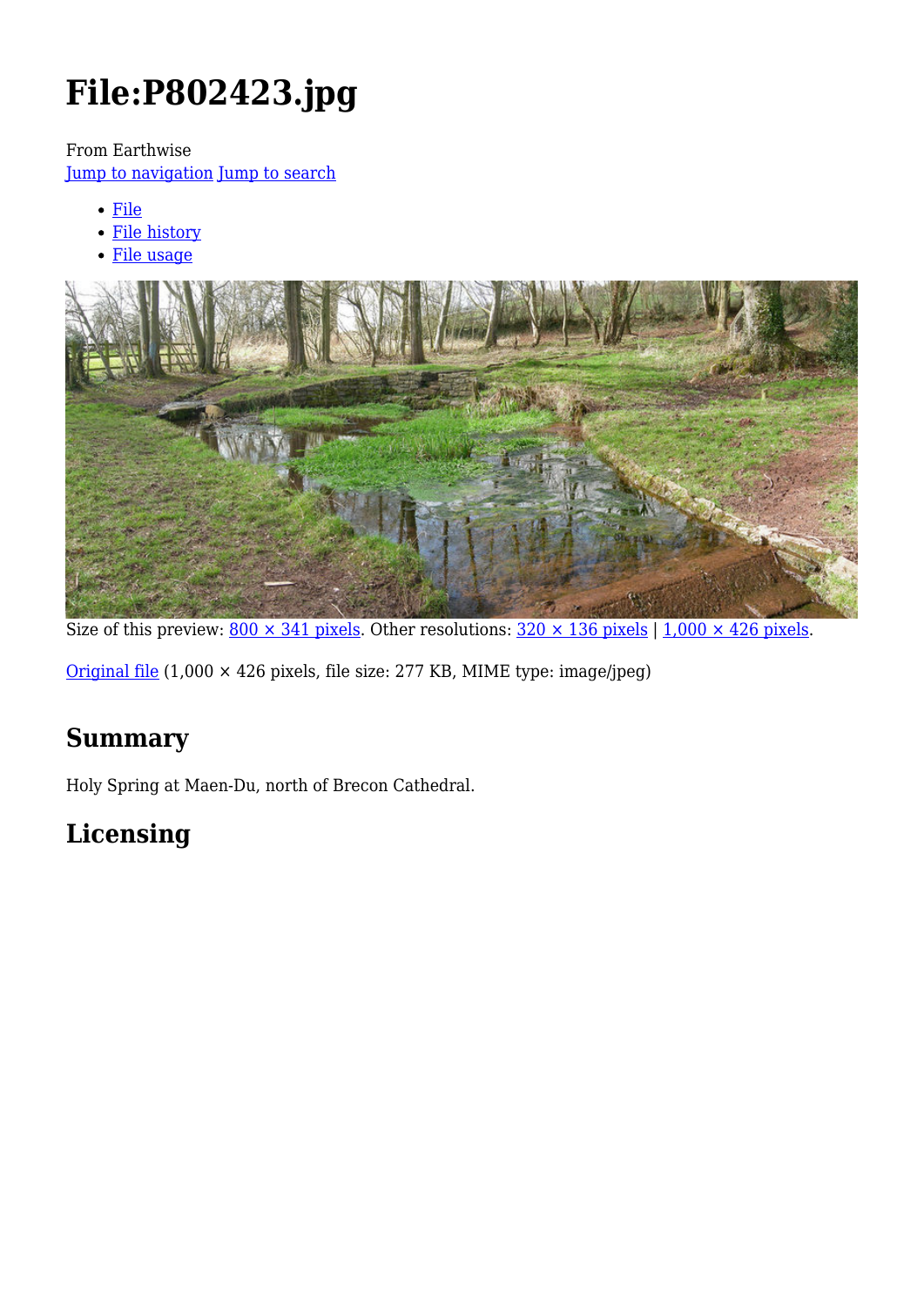# File:P802423.jpg

From Earthwise
Jump to navigation Jump to search

- File
- File history
- File usage

Size of this preview: 800 × 341 pixels. Other resolutions: 320 × 136 pixels | 1,000 × 426 pixels.

Original file (1,000 × 426 pixels, file size: 277 KB, MIME type: image/jpeg)

## Summary

Holy Spring at Maen-Du, north of Brecon Cathedral.

## Licensing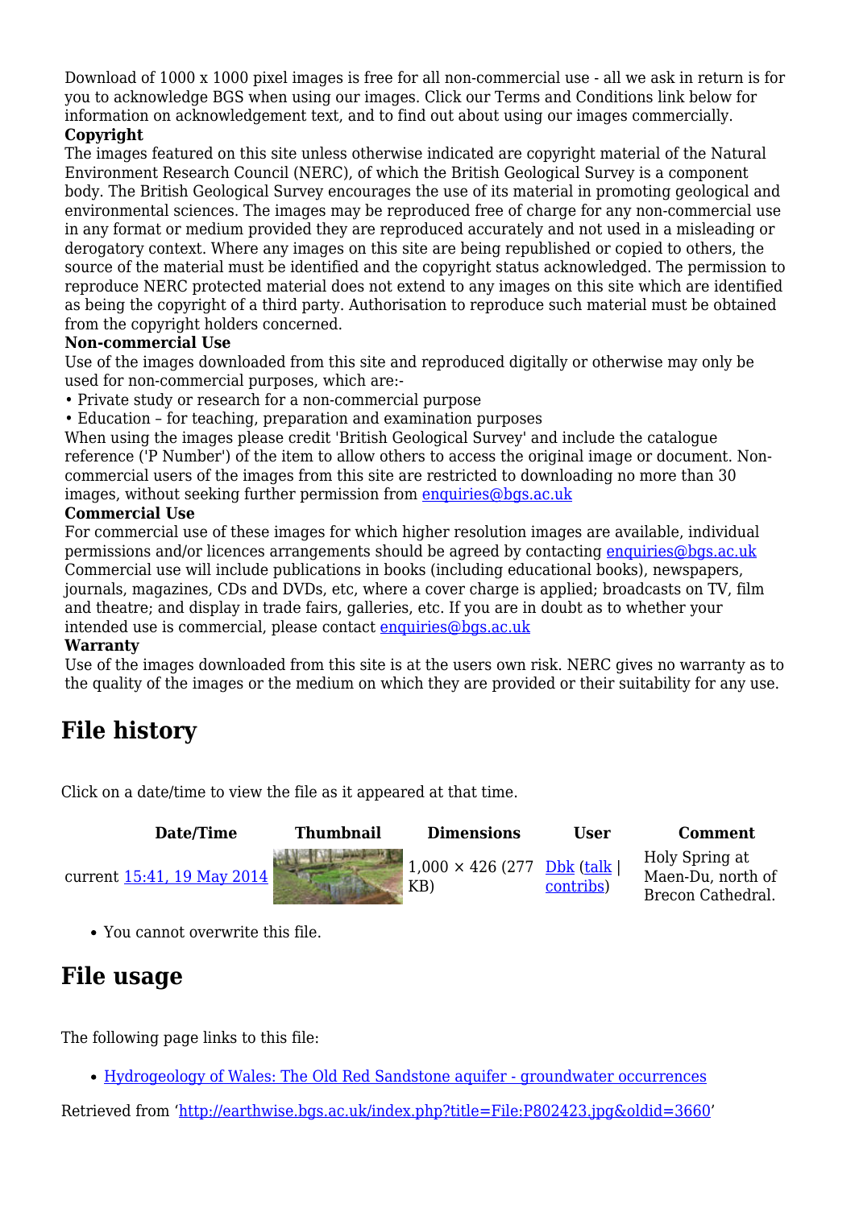Download of 1000 x 1000 pixel images is free for all non-commercial use - all we ask in return is for you to acknowledge BGS when using our images. Click our Terms and Conditions link below for information on acknowledgement text, and to find out about using our images commercially.

**Copyright**

The images featured on this site unless otherwise indicated are copyright material of the Natural Environment Research Council (NERC), of which the British Geological Survey is a component body. The British Geological Survey encourages the use of its material in promoting geological and environmental sciences. The images may be reproduced free of charge for any non-commercial use in any format or medium provided they are reproduced accurately and not used in a misleading or derogatory context. Where any images on this site are being republished or copied to others, the source of the material must be identified and the copyright status acknowledged. The permission to reproduce NERC protected material does not extend to any images on this site which are identified as being the copyright of a third party. Authorisation to reproduce such material must be obtained from the copyright holders concerned.

**Non-commercial Use**

Use of the images downloaded from this site and reproduced digitally or otherwise may only be used for non-commercial purposes, which are:-

• Private study or research for a non-commercial purpose
• Education – for teaching, preparation and examination purposes

When using the images please credit 'British Geological Survey' and include the catalogue reference ('P Number') of the item to allow others to access the original image or document. Non-commercial users of the images from this site are restricted to downloading no more than 30 images, without seeking further permission from enquiries@bgs.ac.uk

**Commercial Use**

For commercial use of these images for which higher resolution images are available, individual permissions and/or licences arrangements should be agreed by contacting enquiries@bgs.ac.uk Commercial use will include publications in books (including educational books), newspapers, journals, magazines, CDs and DVDs, etc, where a cover charge is applied; broadcasts on TV, film and theatre; and display in trade fairs, galleries, etc. If you are in doubt as to whether your intended use is commercial, please contact enquiries@bgs.ac.uk

**Warranty**

Use of the images downloaded from this site is at the users own risk. NERC gives no warranty as to the quality of the images or the medium on which they are provided or their suitability for any use.

## File history

Click on a date/time to view the file as it appeared at that time.

| | Date/Time | Thumbnail | Dimensions | User | Comment |
|---|---|---|---|---|---|
| current | 15:41, 19 May 2014 | | 1,000 × 426 (277 KB) | Dbk (talk \| contribs) | Holy Spring at Maen-Du, north of Brecon Cathedral. |

- You cannot overwrite this file.

## File usage

The following page links to this file:

- Hydrogeology of Wales: The Old Red Sandstone aquifer - groundwater occurrences

Retrieved from 'http://earthwise.bgs.ac.uk/index.php?title=File:P802423.jpg&oldid=3660'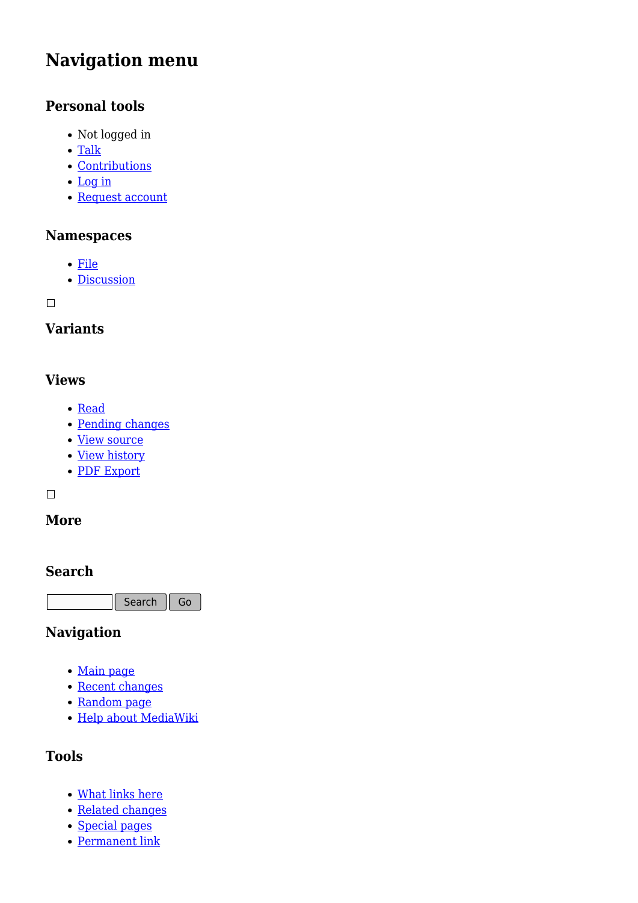# Navigation menu

### Personal tools

- Not logged in
- Talk
- Contributions
- Log in
- Request account

### Namespaces

- File
- Discussion

### Variants

### Views

- Read
- Pending changes
- View source
- View history
- PDF Export

### More

### Search

Search Go

### Navigation

- Main page
- Recent changes
- Random page
- Help about MediaWiki

### Tools

- What links here
- Related changes
- Special pages
- Permanent link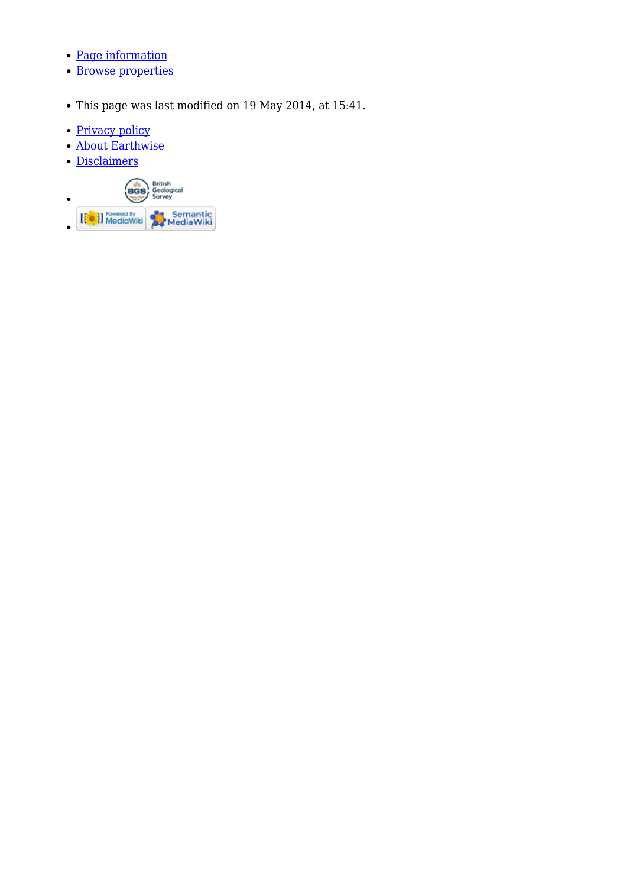- Page information
- Browse properties

- This page was last modified on 19 May 2014, at 15:41.

- Privacy policy
- About Earthwise
- Disclaimers